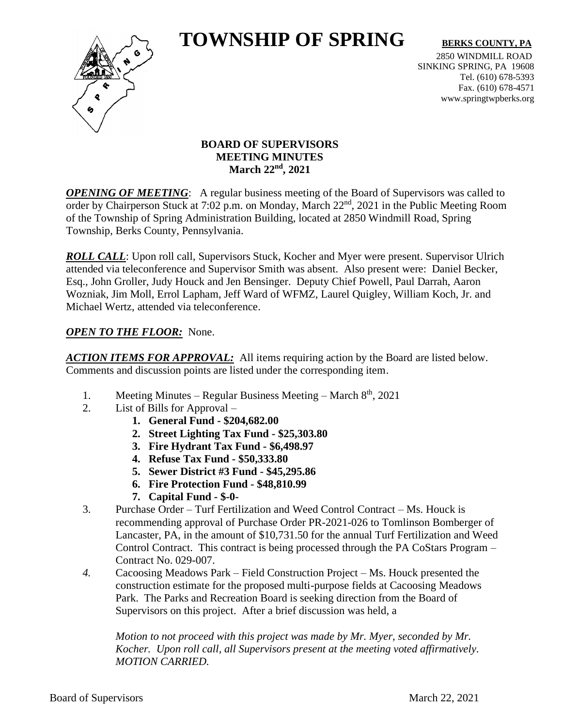# TOWNSHIP OF SPRING

**BERKS COUNTY, PA**

2850 WINDMILL ROAD
SINKING SPRING, PA 19608
Tel. (610) 678-5393
Fax. (610) 678-4571
www.springtwpberks.org

**BOARD OF SUPERVISORS**
**MEETING MINUTES**
**March 22nd, 2021**

***OPENING OF MEETING***: A regular business meeting of the Board of Supervisors was called to order by Chairperson Stuck at 7:02 p.m. on Monday, March 22nd, 2021 in the Public Meeting Room of the Township of Spring Administration Building, located at 2850 Windmill Road, Spring Township, Berks County, Pennsylvania.

***ROLL CALL***: Upon roll call, Supervisors Stuck, Kocher and Myer were present. Supervisor Ulrich attended via teleconference and Supervisor Smith was absent. Also present were: Daniel Becker, Esq., John Groller, Judy Houck and Jen Bensinger. Deputy Chief Powell, Paul Darrah, Aaron Wozniak, Jim Moll, Errol Lapham, Jeff Ward of WFMZ, Laurel Quigley, William Koch, Jr. and Michael Wertz, attended via teleconference.

***OPEN TO THE FLOOR:*** None.

***ACTION ITEMS FOR APPROVAL:*** All items requiring action by the Board are listed below. Comments and discussion points are listed under the corresponding item.

1. Meeting Minutes – Regular Business Meeting – March 8th, 2021
2. List of Bills for Approval –
   1. **General Fund - $204,682.00**
   2. **Street Lighting Tax Fund - $25,303.80**
   3. **Fire Hydrant Tax Fund - $6,498.97**
   4. **Refuse Tax Fund - $50,333.80**
   5. **Sewer District #3 Fund - $45,295.86**
   6. **Fire Protection Fund - $48,810.99**
   7. **Capital Fund - $-0-**
3. Purchase Order – Turf Fertilization and Weed Control Contract – Ms. Houck is recommending approval of Purchase Order PR-2021-026 to Tomlinson Bomberger of Lancaster, PA, in the amount of $10,731.50 for the annual Turf Fertilization and Weed Control Contract. This contract is being processed through the PA CoStars Program – Contract No. 029-007.
4. Cacoosing Meadows Park – Field Construction Project – Ms. Houck presented the construction estimate for the proposed multi-purpose fields at Cacoosing Meadows Park. The Parks and Recreation Board is seeking direction from the Board of Supervisors on this project. After a brief discussion was held, a

   *Motion to not proceed with this project was made by Mr. Myer, seconded by Mr. Kocher. Upon roll call, all Supervisors present at the meeting voted affirmatively. MOTION CARRIED.*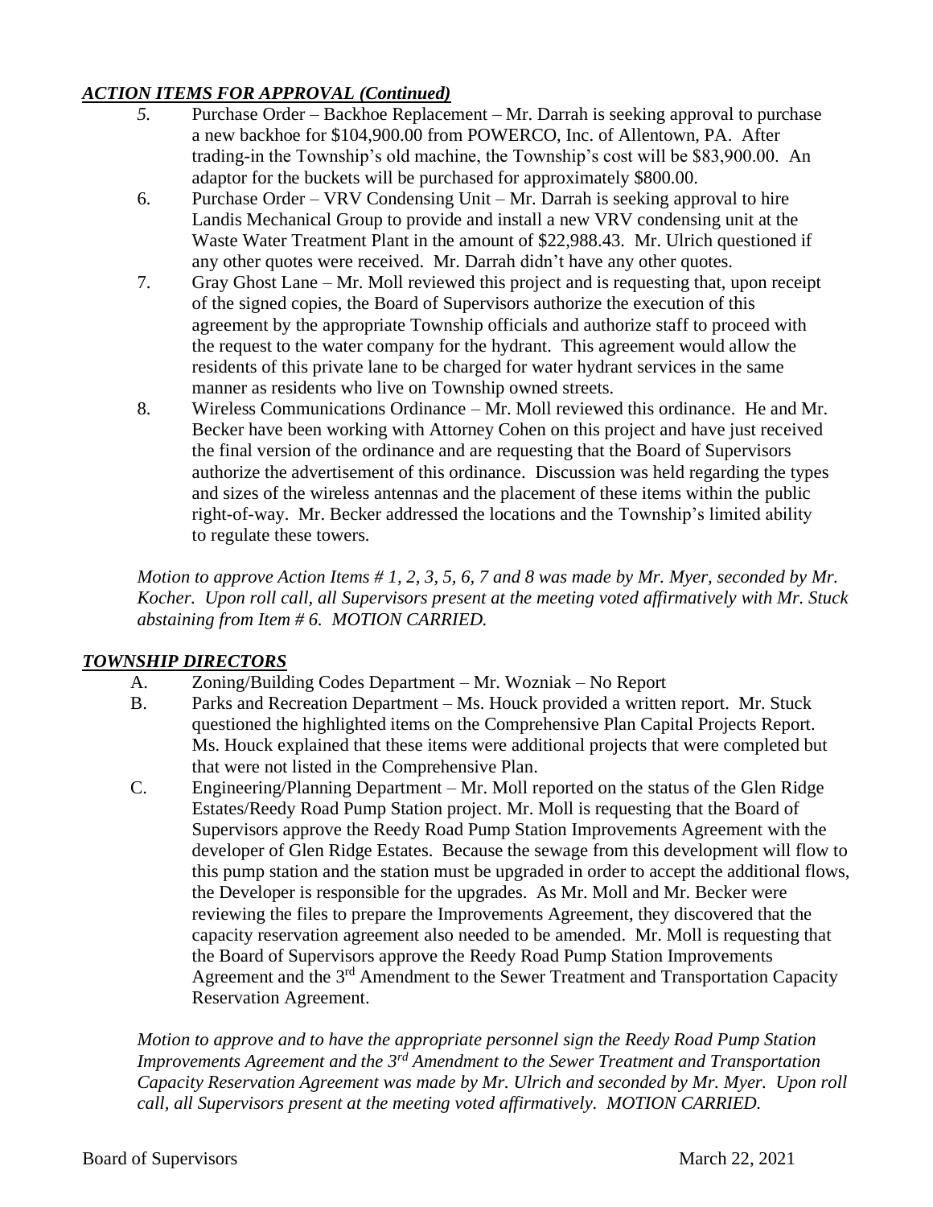## *ACTION ITEMS FOR APPROVAL (Continued)*

5. Purchase Order – Backhoe Replacement – Mr. Darrah is seeking approval to purchase a new backhoe for $104,900.00 from POWERCO, Inc. of Allentown, PA. After trading-in the Township's old machine, the Township's cost will be $83,900.00. An adaptor for the buckets will be purchased for approximately $800.00.
6. Purchase Order – VRV Condensing Unit – Mr. Darrah is seeking approval to hire Landis Mechanical Group to provide and install a new VRV condensing unit at the Waste Water Treatment Plant in the amount of $22,988.43. Mr. Ulrich questioned if any other quotes were received. Mr. Darrah didn't have any other quotes.
7. Gray Ghost Lane – Mr. Moll reviewed this project and is requesting that, upon receipt of the signed copies, the Board of Supervisors authorize the execution of this agreement by the appropriate Township officials and authorize staff to proceed with the request to the water company for the hydrant. This agreement would allow the residents of this private lane to be charged for water hydrant services in the same manner as residents who live on Township owned streets.
8. Wireless Communications Ordinance – Mr. Moll reviewed this ordinance. He and Mr. Becker have been working with Attorney Cohen on this project and have just received the final version of the ordinance and are requesting that the Board of Supervisors authorize the advertisement of this ordinance. Discussion was held regarding the types and sizes of the wireless antennas and the placement of these items within the public right-of-way. Mr. Becker addressed the locations and the Township's limited ability to regulate these towers.

*Motion to approve Action Items # 1, 2, 3, 5, 6, 7 and 8 was made by Mr. Myer, seconded by Mr. Kocher. Upon roll call, all Supervisors present at the meeting voted affirmatively with Mr. Stuck abstaining from Item # 6. MOTION CARRIED.*

## *TOWNSHIP DIRECTORS*

A. Zoning/Building Codes Department – Mr. Wozniak – No Report

B. Parks and Recreation Department – Ms. Houck provided a written report. Mr. Stuck questioned the highlighted items on the Comprehensive Plan Capital Projects Report. Ms. Houck explained that these items were additional projects that were completed but that were not listed in the Comprehensive Plan.

C. Engineering/Planning Department – Mr. Moll reported on the status of the Glen Ridge Estates/Reedy Road Pump Station project. Mr. Moll is requesting that the Board of Supervisors approve the Reedy Road Pump Station Improvements Agreement with the developer of Glen Ridge Estates. Because the sewage from this development will flow to this pump station and the station must be upgraded in order to accept the additional flows, the Developer is responsible for the upgrades. As Mr. Moll and Mr. Becker were reviewing the files to prepare the Improvements Agreement, they discovered that the capacity reservation agreement also needed to be amended. Mr. Moll is requesting that the Board of Supervisors approve the Reedy Road Pump Station Improvements Agreement and the 3rd Amendment to the Sewer Treatment and Transportation Capacity Reservation Agreement.

*Motion to approve and to have the appropriate personnel sign the Reedy Road Pump Station Improvements Agreement and the 3rd Amendment to the Sewer Treatment and Transportation Capacity Reservation Agreement was made by Mr. Ulrich and seconded by Mr. Myer. Upon roll call, all Supervisors present at the meeting voted affirmatively. MOTION CARRIED.*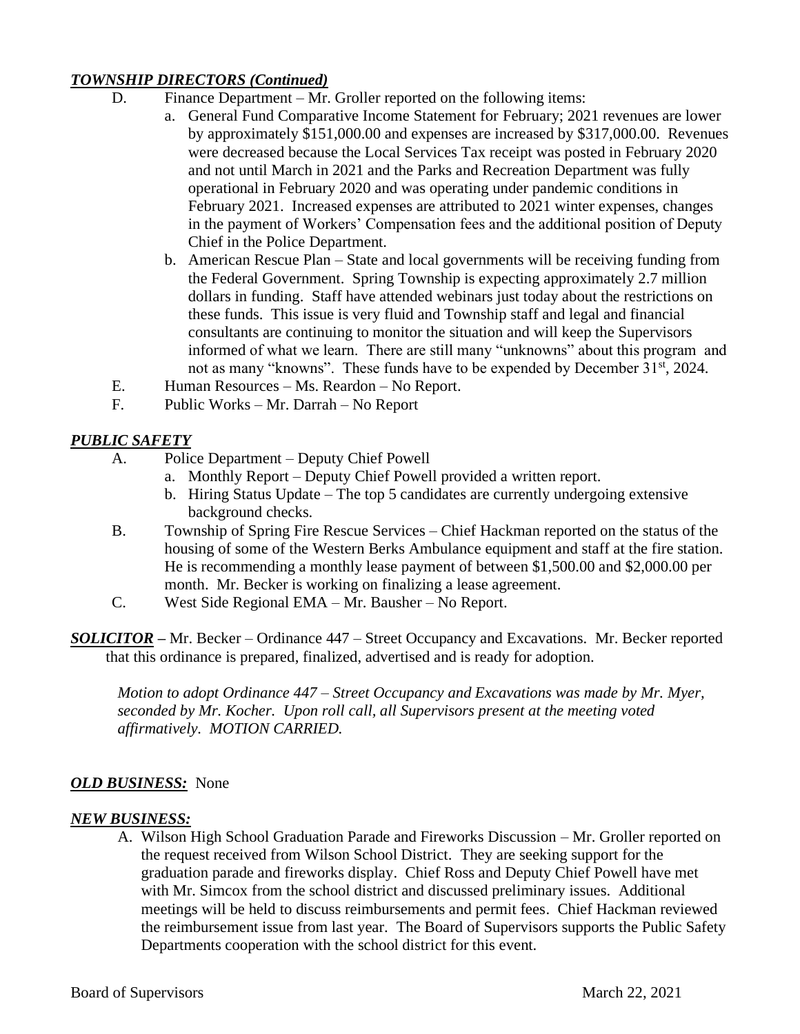***TOWNSHIP DIRECTORS (Continued)***

D. Finance Department – Mr. Groller reported on the following items:

   a. General Fund Comparative Income Statement for February; 2021 revenues are lower by approximately $151,000.00 and expenses are increased by $317,000.00. Revenues were decreased because the Local Services Tax receipt was posted in February 2020 and not until March in 2021 and the Parks and Recreation Department was fully operational in February 2020 and was operating under pandemic conditions in February 2021. Increased expenses are attributed to 2021 winter expenses, changes in the payment of Workers' Compensation fees and the additional position of Deputy Chief in the Police Department.

   b. American Rescue Plan – State and local governments will be receiving funding from the Federal Government. Spring Township is expecting approximately 2.7 million dollars in funding. Staff have attended webinars just today about the restrictions on these funds. This issue is very fluid and Township staff and legal and financial consultants are continuing to monitor the situation and will keep the Supervisors informed of what we learn. There are still many "unknowns" about this program and not as many "knowns". These funds have to be expended by December 31st, 2024.

E. Human Resources – Ms. Reardon – No Report.

F. Public Works – Mr. Darrah – No Report

***PUBLIC SAFETY***

A. Police Department – Deputy Chief Powell

   a. Monthly Report – Deputy Chief Powell provided a written report.

   b. Hiring Status Update – The top 5 candidates are currently undergoing extensive background checks.

B. Township of Spring Fire Rescue Services – Chief Hackman reported on the status of the housing of some of the Western Berks Ambulance equipment and staff at the fire station. He is recommending a monthly lease payment of between $1,500.00 and $2,000.00 per month. Mr. Becker is working on finalizing a lease agreement.

C. West Side Regional EMA – Mr. Bausher – No Report.

***SOLICITOR*** **–** Mr. Becker – Ordinance 447 – Street Occupancy and Excavations. Mr. Becker reported that this ordinance is prepared, finalized, advertised and is ready for adoption.

*Motion to adopt Ordinance 447 – Street Occupancy and Excavations was made by Mr. Myer, seconded by Mr. Kocher. Upon roll call, all Supervisors present at the meeting voted affirmatively. MOTION CARRIED.*

***OLD BUSINESS:*** None

***NEW BUSINESS:***

A. Wilson High School Graduation Parade and Fireworks Discussion – Mr. Groller reported on the request received from Wilson School District. They are seeking support for the graduation parade and fireworks display. Chief Ross and Deputy Chief Powell have met with Mr. Simcox from the school district and discussed preliminary issues. Additional meetings will be held to discuss reimbursements and permit fees. Chief Hackman reviewed the reimbursement issue from last year. The Board of Supervisors supports the Public Safety Departments cooperation with the school district for this event.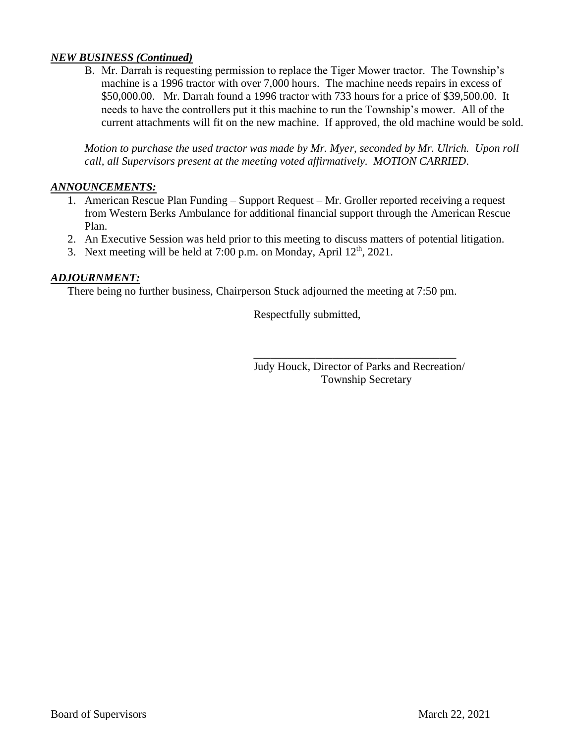***NEW BUSINESS (Continued)***

B. Mr. Darrah is requesting permission to replace the Tiger Mower tractor. The Township's machine is a 1996 tractor with over 7,000 hours. The machine needs repairs in excess of \$50,000.00. Mr. Darrah found a 1996 tractor with 733 hours for a price of \$39,500.00. It needs to have the controllers put it this machine to run the Township's mower. All of the current attachments will fit on the new machine. If approved, the old machine would be sold.

*Motion to purchase the used tractor was made by Mr. Myer, seconded by Mr. Ulrich. Upon roll call, all Supervisors present at the meeting voted affirmatively. MOTION CARRIED.*

***ANNOUNCEMENTS:***

1. American Rescue Plan Funding – Support Request – Mr. Groller reported receiving a request from Western Berks Ambulance for additional financial support through the American Rescue Plan.
2. An Executive Session was held prior to this meeting to discuss matters of potential litigation.
3. Next meeting will be held at 7:00 p.m. on Monday, April 12th, 2021.

***ADJOURNMENT:***

There being no further business, Chairperson Stuck adjourned the meeting at 7:50 pm.

Respectfully submitted,

\_\_\_\_\_\_\_\_\_\_\_\_\_\_\_\_\_\_\_\_\_\_\_\_\_\_\_\_\_\_\_\_\_\_\_\_

Judy Houck, Director of Parks and Recreation/
Township Secretary